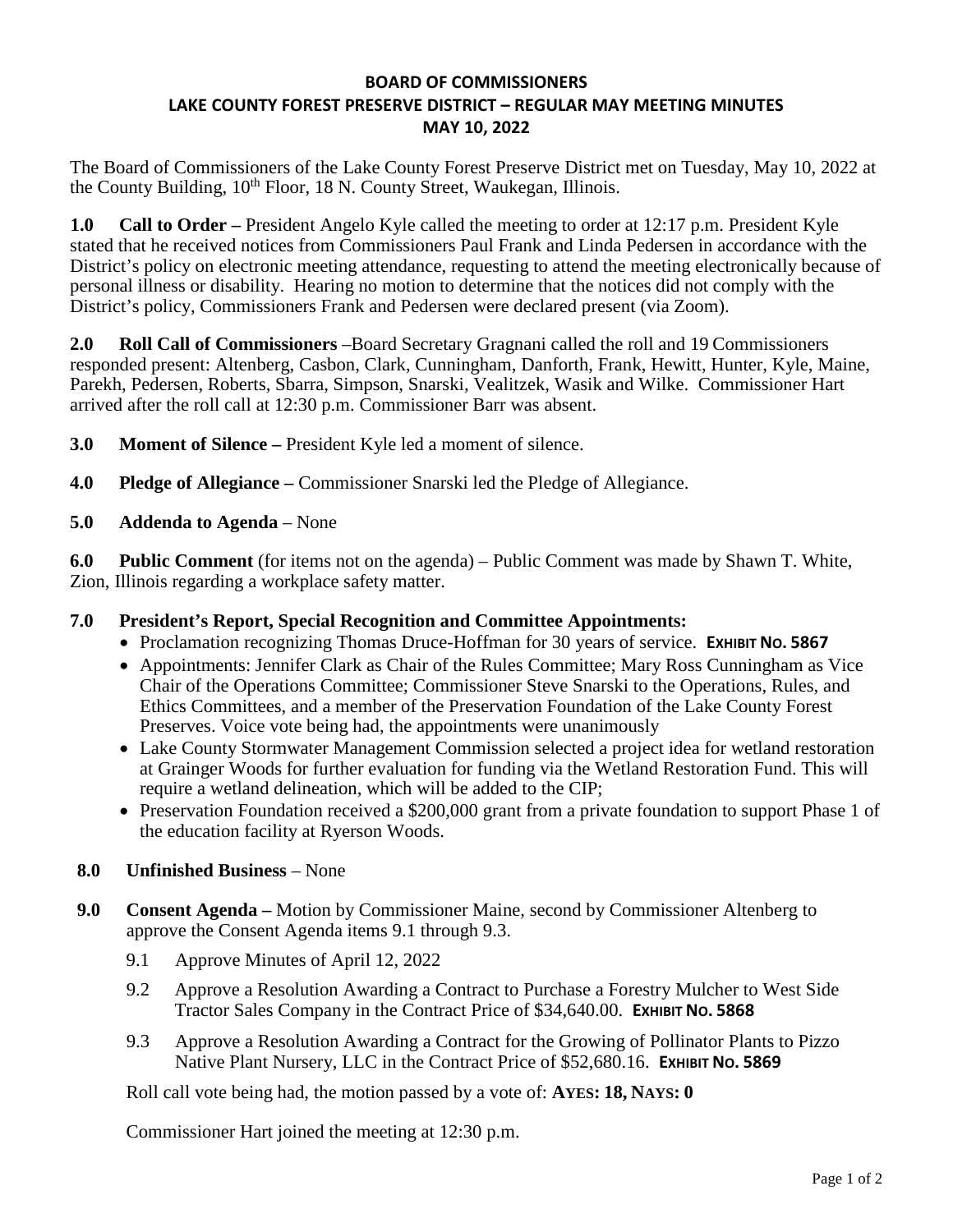# BOARD OF COMMISSIONERS
## LAKE COUNTY FOREST PRESERVE DISTRICT – REGULAR MAY MEETING MINUTES
## MAY 10, 2022

The Board of Commissioners of the Lake County Forest Preserve District met on Tuesday, May 10, 2022 at the County Building, 10th Floor, 18 N. County Street, Waukegan, Illinois.

**1.0 Call to Order –** President Angelo Kyle called the meeting to order at 12:17 p.m. President Kyle stated that he received notices from Commissioners Paul Frank and Linda Pedersen in accordance with the District's policy on electronic meeting attendance, requesting to attend the meeting electronically because of personal illness or disability. Hearing no motion to determine that the notices did not comply with the District's policy, Commissioners Frank and Pedersen were declared present (via Zoom).

**2.0 Roll Call of Commissioners** –Board Secretary Gragnani called the roll and 19 Commissioners responded present: Altenberg, Casbon, Clark, Cunningham, Danforth, Frank, Hewitt, Hunter, Kyle, Maine, Parekh, Pedersen, Roberts, Sbarra, Simpson, Snarski, Vealitzek, Wasik and Wilke. Commissioner Hart arrived after the roll call at 12:30 p.m. Commissioner Barr was absent.

**3.0 Moment of Silence –** President Kyle led a moment of silence.

**4.0 Pledge of Allegiance –** Commissioner Snarski led the Pledge of Allegiance.

**5.0 Addenda to Agenda** – None

**6.0 Public Comment** (for items not on the agenda) – Public Comment was made by Shawn T. White, Zion, Illinois regarding a workplace safety matter.

**7.0 President's Report, Special Recognition and Committee Appointments:**

- Proclamation recognizing Thomas Druce-Hoffman for 30 years of service. **EXHIBIT NO. 5867**
- Appointments: Jennifer Clark as Chair of the Rules Committee; Mary Ross Cunningham as Vice Chair of the Operations Committee; Commissioner Steve Snarski to the Operations, Rules, and Ethics Committees, and a member of the Preservation Foundation of the Lake County Forest Preserves. Voice vote being had, the appointments were unanimously
- Lake County Stormwater Management Commission selected a project idea for wetland restoration at Grainger Woods for further evaluation for funding via the Wetland Restoration Fund. This will require a wetland delineation, which will be added to the CIP;
- Preservation Foundation received a $200,000 grant from a private foundation to support Phase 1 of the education facility at Ryerson Woods.

**8.0 Unfinished Business** – None

**9.0 Consent Agenda –** Motion by Commissioner Maine, second by Commissioner Altenberg to approve the Consent Agenda items 9.1 through 9.3.

9.1 Approve Minutes of April 12, 2022

9.2 Approve a Resolution Awarding a Contract to Purchase a Forestry Mulcher to West Side Tractor Sales Company in the Contract Price of $34,640.00. **EXHIBIT NO. 5868**

9.3 Approve a Resolution Awarding a Contract for the Growing of Pollinator Plants to Pizzo Native Plant Nursery, LLC in the Contract Price of $52,680.16. **EXHIBIT NO. 5869**

Roll call vote being had, the motion passed by a vote of: **AYES: 18, NAYS: 0**

Commissioner Hart joined the meeting at 12:30 p.m.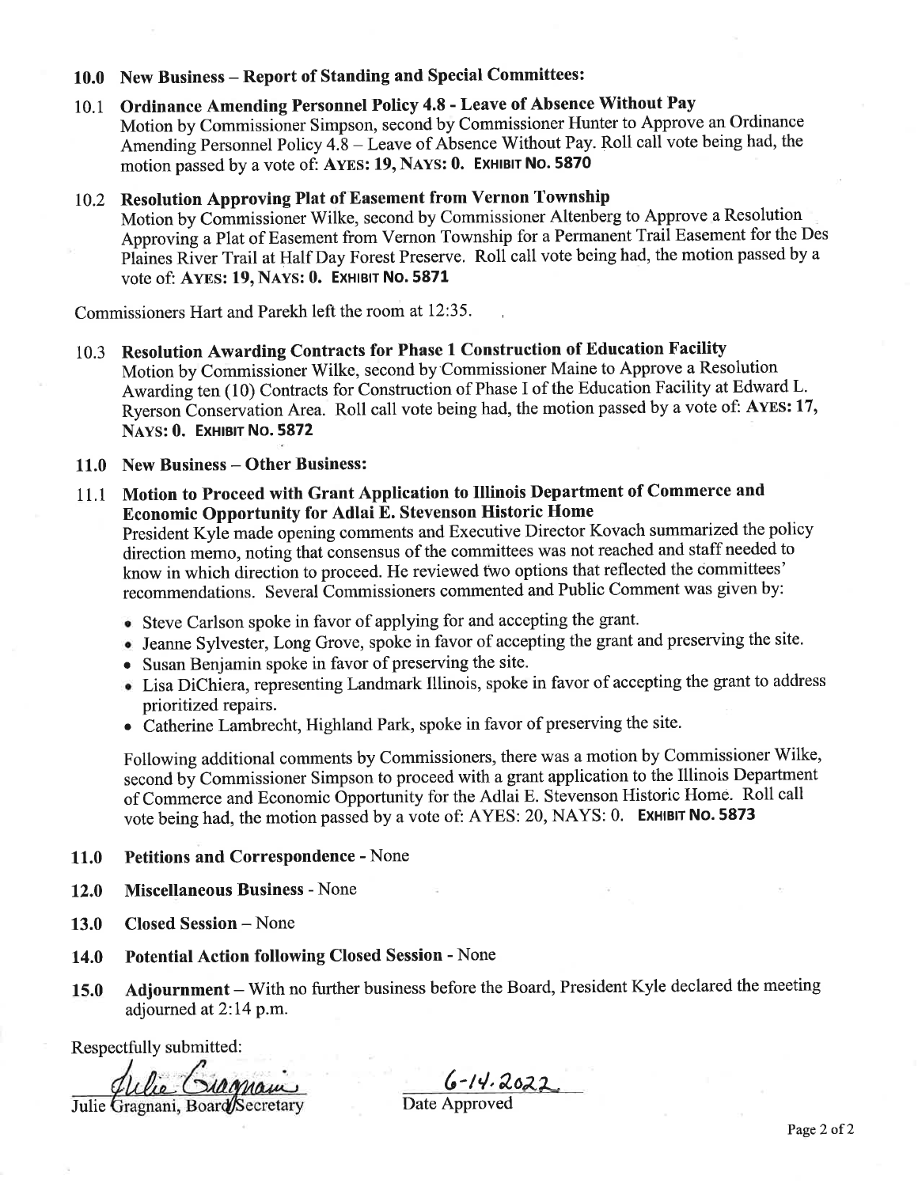## 10.0 New Business – Report of Standing and Special Committees:

### 10.1 Ordinance Amending Personnel Policy 4.8 - Leave of Absence Without Pay

Motion by Commissioner Simpson, second by Commissioner Hunter to Approve an Ordinance Amending Personnel Policy 4.8 – Leave of Absence Without Pay. Roll call vote being had, the motion passed by a vote of: **AYES: 19, NAYS: 0. EXHIBIT NO. 5870**

### 10.2 Resolution Approving Plat of Easement from Vernon Township

Motion by Commissioner Wilke, second by Commissioner Altenberg to Approve a Resolution Approving a Plat of Easement from Vernon Township for a Permanent Trail Easement for the Des Plaines River Trail at Half Day Forest Preserve. Roll call vote being had, the motion passed by a vote of: **AYES: 19, NAYS: 0. EXHIBIT NO. 5871**

Commissioners Hart and Parekh left the room at 12:35.

### 10.3 Resolution Awarding Contracts for Phase 1 Construction of Education Facility

Motion by Commissioner Wilke, second by Commissioner Maine to Approve a Resolution Awarding ten (10) Contracts for Construction of Phase I of the Education Facility at Edward L. Ryerson Conservation Area. Roll call vote being had, the motion passed by a vote of: **AYES: 17, NAYS: 0. EXHIBIT NO. 5872**

## 11.0 New Business – Other Business:

### 11.1 Motion to Proceed with Grant Application to Illinois Department of Commerce and Economic Opportunity for Adlai E. Stevenson Historic Home

President Kyle made opening comments and Executive Director Kovach summarized the policy direction memo, noting that consensus of the committees was not reached and staff needed to know in which direction to proceed. He reviewed two options that reflected the committees' recommendations. Several Commissioners commented and Public Comment was given by:

- Steve Carlson spoke in favor of applying for and accepting the grant.
- Jeanne Sylvester, Long Grove, spoke in favor of accepting the grant and preserving the site.
- Susan Benjamin spoke in favor of preserving the site.
- Lisa DiChiera, representing Landmark Illinois, spoke in favor of accepting the grant to address prioritized repairs.
- Catherine Lambrecht, Highland Park, spoke in favor of preserving the site.

Following additional comments by Commissioners, there was a motion by Commissioner Wilke, second by Commissioner Simpson to proceed with a grant application to the Illinois Department of Commerce and Economic Opportunity for the Adlai E. Stevenson Historic Home. Roll call vote being had, the motion passed by a vote of: AYES: 20, NAYS: 0. **EXHIBIT NO. 5873**

## 11.0 Petitions and Correspondence - None

## 12.0 Miscellaneous Business - None

## 13.0 Closed Session – None

## 14.0 Potential Action following Closed Session - None

## 15.0 Adjournment – With no further business before the Board, President Kyle declared the meeting adjourned at 2:14 p.m.

Respectfully submitted:

*Julie Gragnani* — Julie Gragnani, Board Secretary

*6-14-2022* — Date Approved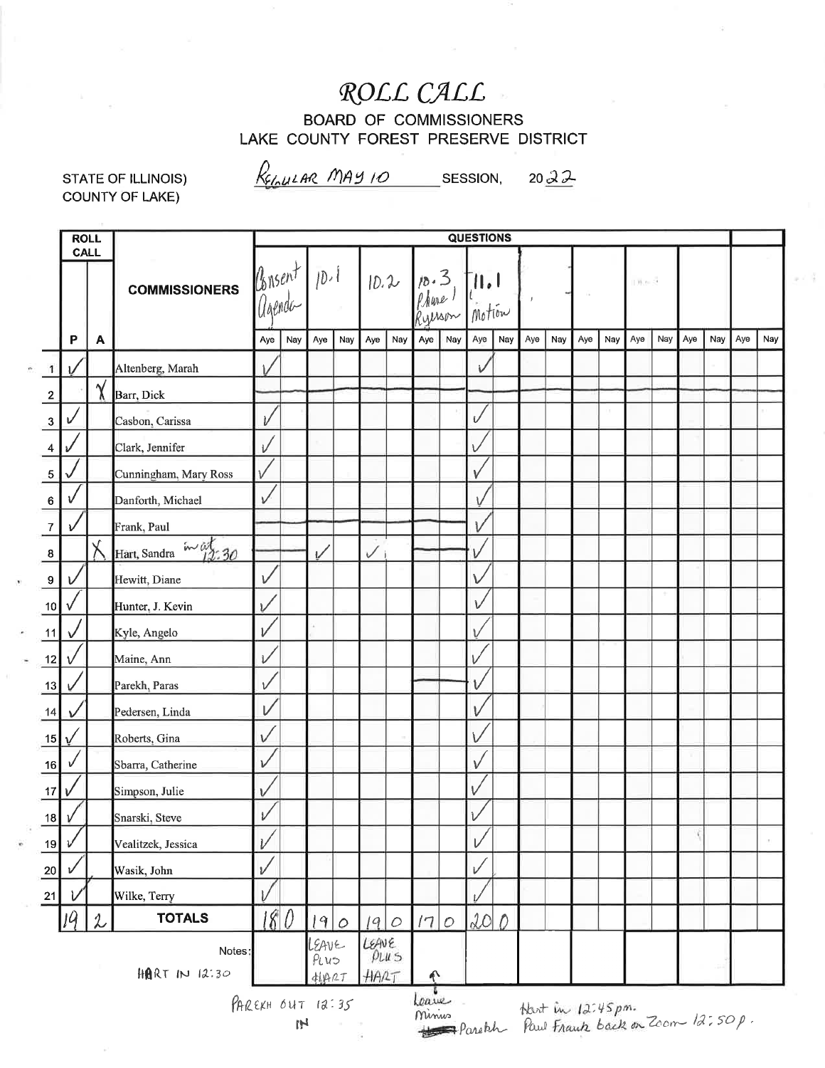# ROLL CALL

## BOARD OF COMMISSIONERS
## LAKE COUNTY FOREST PRESERVE DISTRICT

STATE OF ILLINOIS)
COUNTY OF LAKE)

REGULAR MAY 10 SESSION, 2022

| | ROLL CALL | | COMMISSIONERS | QUESTIONS | | | | | | | | | | | | | | | | | | | | | |
|---|---|---|---|---|---|---|---|---|---|---|---|---|---|---|---|---|---|---|---|---|---|---|---|---|---|
| | | | | Consent Agenda | | 10.1 | | 10.2 | | 10.3 Phase 1 Ryerson | | 11.1 Motion | | | | | | | | | | | |
| | P | A | | Aye | Nay | Aye | Nay | Aye | Nay | Aye | Nay | Aye | Nay | Aye | Nay | Aye | Nay | Aye | Nay | Aye | Nay | Aye | Nay |
| 1 | ✓ | | Altenberg, Marah | ✓ | | | | | | | | ✓ | | | | | | | | | | | |
| 2 | | X | Barr, Dick | — | — | — | — | — | — | — | — | — | — | — | — | — | — | — | — | — | — | — | — |
| 3 | ✓ | | Casbon, Carissa | ✓ | | | | | | | | ✓ | | | | | | | | | | | |
| 4 | ✓ | | Clark, Jennifer | ✓ | | | | | | | | ✓ | | | | | | | | | | | |
| 5 | ✓ | | Cunningham, Mary Ross | ✓ | | | | | | | | ✓ | | | | | | | | | | | |
| 6 | ✓ | | Danforth, Michael | ✓ | | | | | | | | ✓ | | | | | | | | | | | |
| 7 | ✓ | | Frank, Paul | — | — | — | — | — | — | — | — | ✓ | | | | | | | | | | | |
| 8 | | X | Hart, Sandra in at 12:30 | — | — | ✓ | | ✓ | | — | — | ✓ | | | | | | | | | | | |
| 9 | ✓ | | Hewitt, Diane | ✓ | | | | | | | | ✓ | | | | | | | | | | | |
| 10 | ✓ | | Hunter, J. Kevin | ✓ | | | | | | | | ✓ | | | | | | | | | | | |
| 11 | ✓ | | Kyle, Angelo | ✓ | | | | | | | | ✓ | | | | | | | | | | | |
| 12 | ✓ | | Maine, Ann | ✓ | | | | | | | | ✓ | | | | | | | | | | | |
| 13 | ✓ | | Parekh, Paras | ✓ | | | | | | | | ✓ | | | | | | | | | | | |
| 14 | ✓ | | Pedersen, Linda | ✓ | | | | | | | | ✓ | | | | | | | | | | | |
| 15 | ✓ | | Roberts, Gina | ✓ | | | | | | | | ✓ | | | | | | | | | | | |
| 16 | ✓ | | Sbarra, Catherine | ✓ | | | | | | | | ✓ | | | | | | | | | | | |
| 17 | ✓ | | Simpson, Julie | ✓ | | | | | | | | ✓ | | | | | | | | | | | |
| 18 | ✓ | | Snarski, Steve | ✓ | | | | | | | | ✓ | | | | | | | | | | | |
| 19 | ✓ | | Vealitzek, Jessica | ✓ | | | | | | | | ✓ | | | | | | | | | | | |
| 20 | ✓ | | Wasik, John | ✓ | | | | | | | | ✓ | | | | | | | | | | | |
| 21 | ✓ | | Wilke, Terry | ✓ | | | | | | | | ✓ | | | | | | | | | | | |
| | 19 | 2 | TOTALS | 18 | 0 | 19 | 0 | 19 | 0 | 17 | 0 | 20 | 0 | | | | | | | | | | |
| | | | Notes: HART IN 12:30 | | | LEAVE PLUS HART | | LEAVE PLUS HART | | ↑ Leave Minus Parekh | | | | | | | | | | | | | |

PAREKH OUT 12:35 IN

Hart in 12:45pm.
Paul Frank back on Zoom 12:50p.